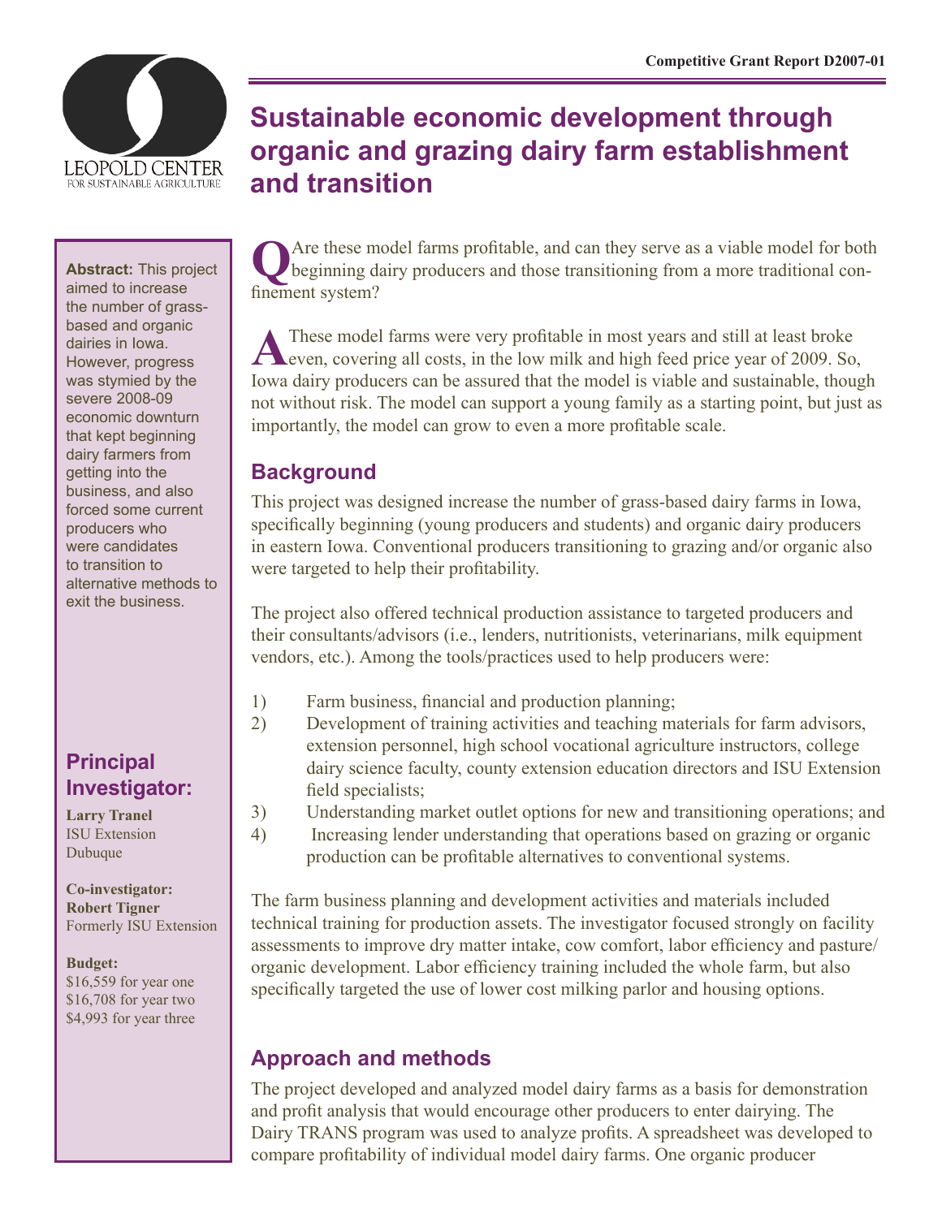Competitive Grant Report D2007-01

# Sustainable economic development through organic and grazing dairy farm establishment and transition

**Abstract:** This project aimed to increase the number of grass-based and organic dairies in Iowa. However, progress was stymied by the severe 2008-09 economic downturn that kept beginning dairy farmers from getting into the business, and also forced some current producers who were candidates to transition to alternative methods to exit the business.

## Principal Investigator:

**Larry Tranel**
ISU Extension
Dubuque

**Co-investigator:**
**Robert Tigner**
Formerly ISU Extension

**Budget:**
$16,559 for year one
$16,708 for year two
$4,993 for year three

**Q** Are these model farms profitable, and can they serve as a viable model for both beginning dairy producers and those transitioning from a more traditional confinement system?

**A** These model farms were very profitable in most years and still at least broke even, covering all costs, in the low milk and high feed price year of 2009. So, Iowa dairy producers can be assured that the model is viable and sustainable, though not without risk. The model can support a young family as a starting point, but just as importantly, the model can grow to even a more profitable scale.

## Background

This project was designed increase the number of grass-based dairy farms in Iowa, specifically beginning (young producers and students) and organic dairy producers in eastern Iowa. Conventional producers transitioning to grazing and/or organic also were targeted to help their profitability.

The project also offered technical production assistance to targeted producers and their consultants/advisors (i.e., lenders, nutritionists, veterinarians, milk equipment vendors, etc.). Among the tools/practices used to help producers were:

1) Farm business, financial and production planning;
2) Development of training activities and teaching materials for farm advisors, extension personnel, high school vocational agriculture instructors, college dairy science faculty, county extension education directors and ISU Extension field specialists;
3) Understanding market outlet options for new and transitioning operations; and
4) Increasing lender understanding that operations based on grazing or organic production can be profitable alternatives to conventional systems.

The farm business planning and development activities and materials included technical training for production assets. The investigator focused strongly on facility assessments to improve dry matter intake, cow comfort, labor efficiency and pasture/organic development. Labor efficiency training included the whole farm, but also specifically targeted the use of lower cost milking parlor and housing options.

## Approach and methods

The project developed and analyzed model dairy farms as a basis for demonstration and profit analysis that would encourage other producers to enter dairying. The Dairy TRANS program was used to analyze profits. A spreadsheet was developed to compare profitability of individual model dairy farms. One organic producer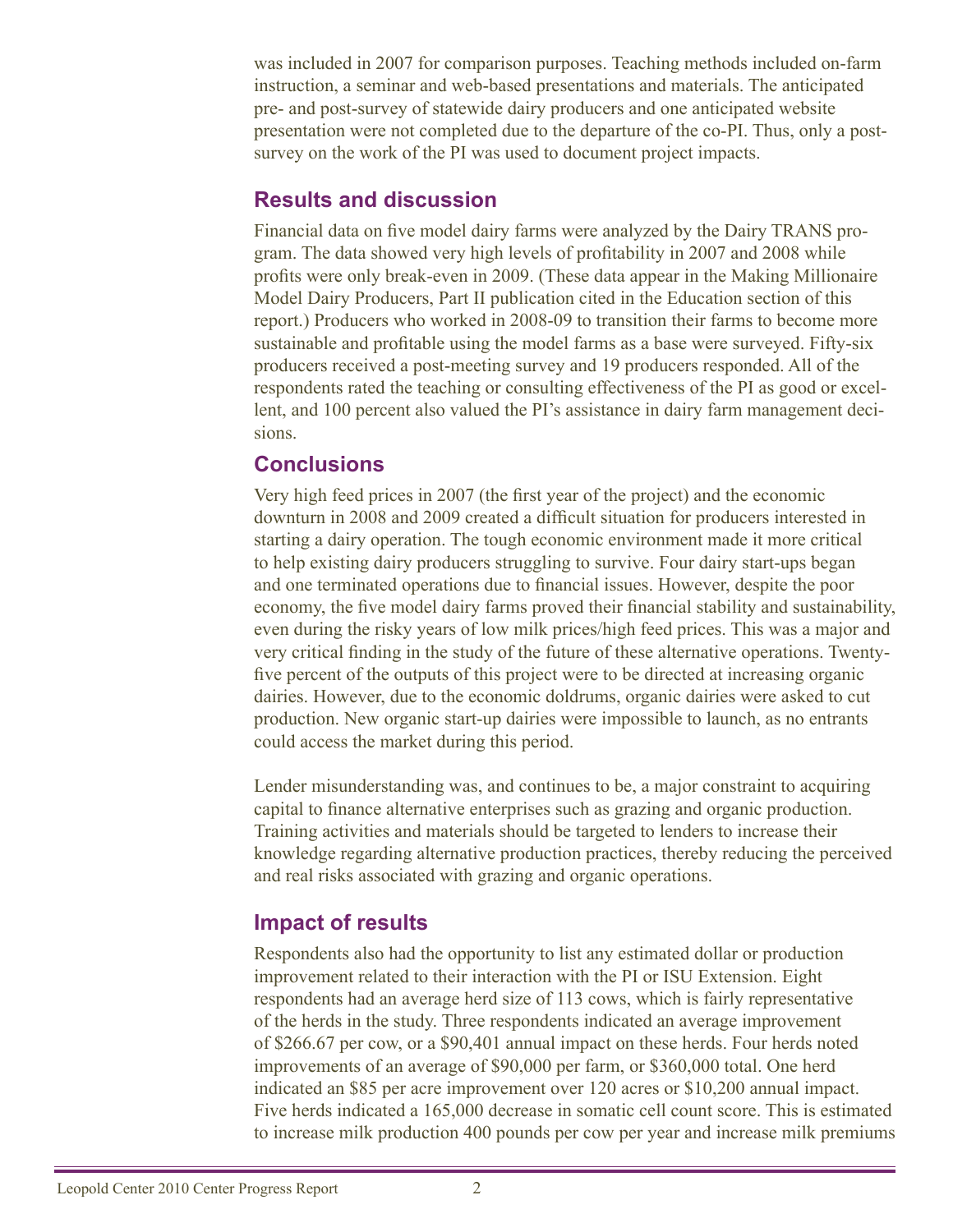was included in 2007 for comparison purposes. Teaching methods included on-farm instruction, a seminar and web-based presentations and materials. The anticipated pre- and post-survey of statewide dairy producers and one anticipated website presentation were not completed due to the departure of the co-PI. Thus, only a post-survey on the work of the PI was used to document project impacts.

## Results and discussion

Financial data on five model dairy farms were analyzed by the Dairy TRANS program. The data showed very high levels of profitability in 2007 and 2008 while profits were only break-even in 2009. (These data appear in the Making Millionaire Model Dairy Producers, Part II publication cited in the Education section of this report.) Producers who worked in 2008-09 to transition their farms to become more sustainable and profitable using the model farms as a base were surveyed. Fifty-six producers received a post-meeting survey and 19 producers responded. All of the respondents rated the teaching or consulting effectiveness of the PI as good or excellent, and 100 percent also valued the PI's assistance in dairy farm management decisions.

## Conclusions

Very high feed prices in 2007 (the first year of the project) and the economic downturn in 2008 and 2009 created a difficult situation for producers interested in starting a dairy operation. The tough economic environment made it more critical to help existing dairy producers struggling to survive. Four dairy start-ups began and one terminated operations due to financial issues. However, despite the poor economy, the five model dairy farms proved their financial stability and sustainability, even during the risky years of low milk prices/high feed prices. This was a major and very critical finding in the study of the future of these alternative operations. Twenty-five percent of the outputs of this project were to be directed at increasing organic dairies. However, due to the economic doldrums, organic dairies were asked to cut production. New organic start-up dairies were impossible to launch, as no entrants could access the market during this period.

Lender misunderstanding was, and continues to be, a major constraint to acquiring capital to finance alternative enterprises such as grazing and organic production. Training activities and materials should be targeted to lenders to increase their knowledge regarding alternative production practices, thereby reducing the perceived and real risks associated with grazing and organic operations.

## Impact of results

Respondents also had the opportunity to list any estimated dollar or production improvement related to their interaction with the PI or ISU Extension. Eight respondents had an average herd size of 113 cows, which is fairly representative of the herds in the study. Three respondents indicated an average improvement of $266.67 per cow, or a $90,401 annual impact on these herds. Four herds noted improvements of an average of $90,000 per farm, or $360,000 total. One herd indicated an $85 per acre improvement over 120 acres or $10,200 annual impact. Five herds indicated a 165,000 decrease in somatic cell count score. This is estimated to increase milk production 400 pounds per cow per year and increase milk premiums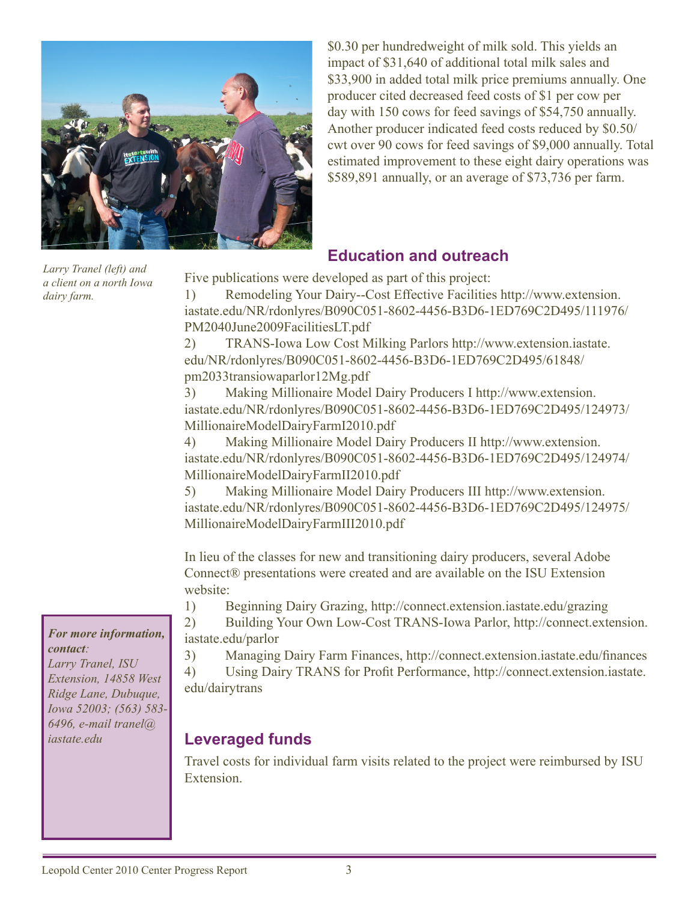$0.30 per hundredweight of milk sold. This yields an impact of $31,640 of additional total milk sales and $33,900 in added total milk price premiums annually. One producer cited decreased feed costs of $1 per cow per day with 150 cows for feed savings of $54,750 annually. Another producer indicated feed costs reduced by $0.50/cwt over 90 cows for feed savings of $9,000 annually. Total estimated improvement to these eight dairy operations was $589,891 annually, or an average of $73,736 per farm.

*Larry Tranel (left) and a client on a north Iowa dairy farm.*

## Education and outreach

Five publications were developed as part of this project:

1) Remodeling Your Dairy--Cost Effective Facilities http://www.extension.iastate.edu/NR/rdonlyres/B090C051-8602-4456-B3D6-1ED769C2D495/111976/PM2040June2009FacilitiesLT.pdf
2) TRANS-Iowa Low Cost Milking Parlors http://www.extension.iastate.edu/NR/rdonlyres/B090C051-8602-4456-B3D6-1ED769C2D495/61848/pm2033transiowaparlor12Mg.pdf
3) Making Millionaire Model Dairy Producers I http://www.extension.iastate.edu/NR/rdonlyres/B090C051-8602-4456-B3D6-1ED769C2D495/124973/MillionaireModelDairyFarmI2010.pdf
4) Making Millionaire Model Dairy Producers II http://www.extension.iastate.edu/NR/rdonlyres/B090C051-8602-4456-B3D6-1ED769C2D495/124974/MillionaireModelDairyFarmII2010.pdf
5) Making Millionaire Model Dairy Producers III http://www.extension.iastate.edu/NR/rdonlyres/B090C051-8602-4456-B3D6-1ED769C2D495/124975/MillionaireModelDairyFarmIII2010.pdf

In lieu of the classes for new and transitioning dairy producers, several Adobe Connect® presentations were created and are available on the ISU Extension website:

1) Beginning Dairy Grazing, http://connect.extension.iastate.edu/grazing
2) Building Your Own Low-Cost TRANS-Iowa Parlor, http://connect.extension.iastate.edu/parlor
3) Managing Dairy Farm Finances, http://connect.extension.iastate.edu/finances
4) Using Dairy TRANS for Profit Performance, http://connect.extension.iastate.edu/dairytrans

## Leveraged funds

Travel costs for individual farm visits related to the project were reimbursed by ISU Extension.

***For more information, contact:***
*Larry Tranel, ISU Extension, 14858 West Ridge Lane, Dubuque, Iowa 52003; (563) 583-6496, e-mail tranel@iastate.edu*